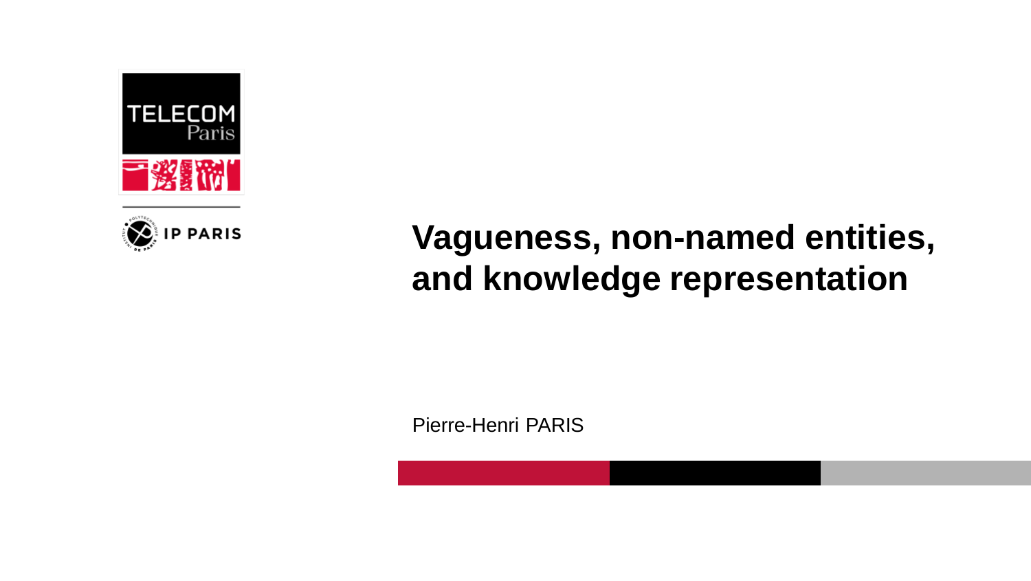# Vagueness, non-named entities, and knowledge representation

Pierre-Henri PARIS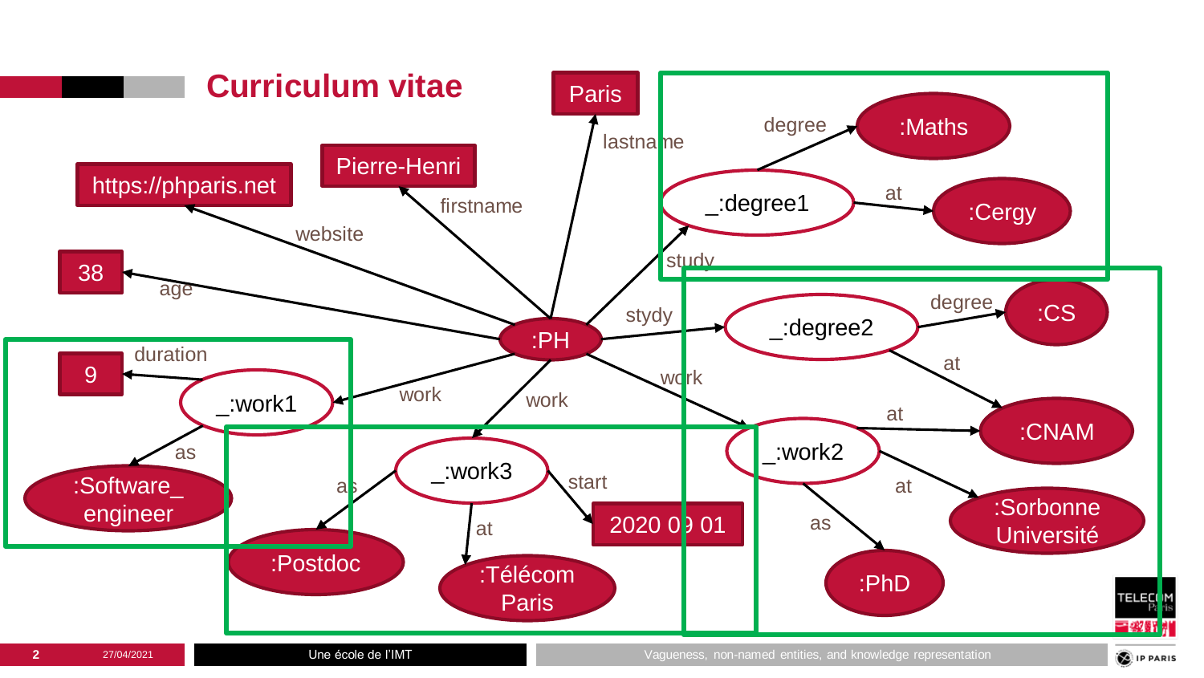# Curriculum vitae

- :PH — lastname → Paris
- :PH — firstname → Pierre-Henri
- :PH — website → https://phparis.net
- :PH — age → 38
- :PH — study → _:degree1
  - _:degree1 — degree → :Maths
  - _:degree1 — at → :Cergy
- :PH — stydy → _:degree2
  - _:degree2 — degree → :CS
  - _:degree2 — at → :CNAM
- :PH — work → _:work1
  - _:work1 — duration → 9
  - _:work1 — as → :Software_ engineer
- :PH — work → _:work3
  - _:work3 — as → :Postdoc
  - _:work3 — at → :Télécom Paris
  - _:work3 — start → 2020 09 01
- :PH — work → _:work2
  - _:work2 — at → :CNAM
  - _:work2 — at → :Sorbonne Université
  - _:work2 — as → :PhD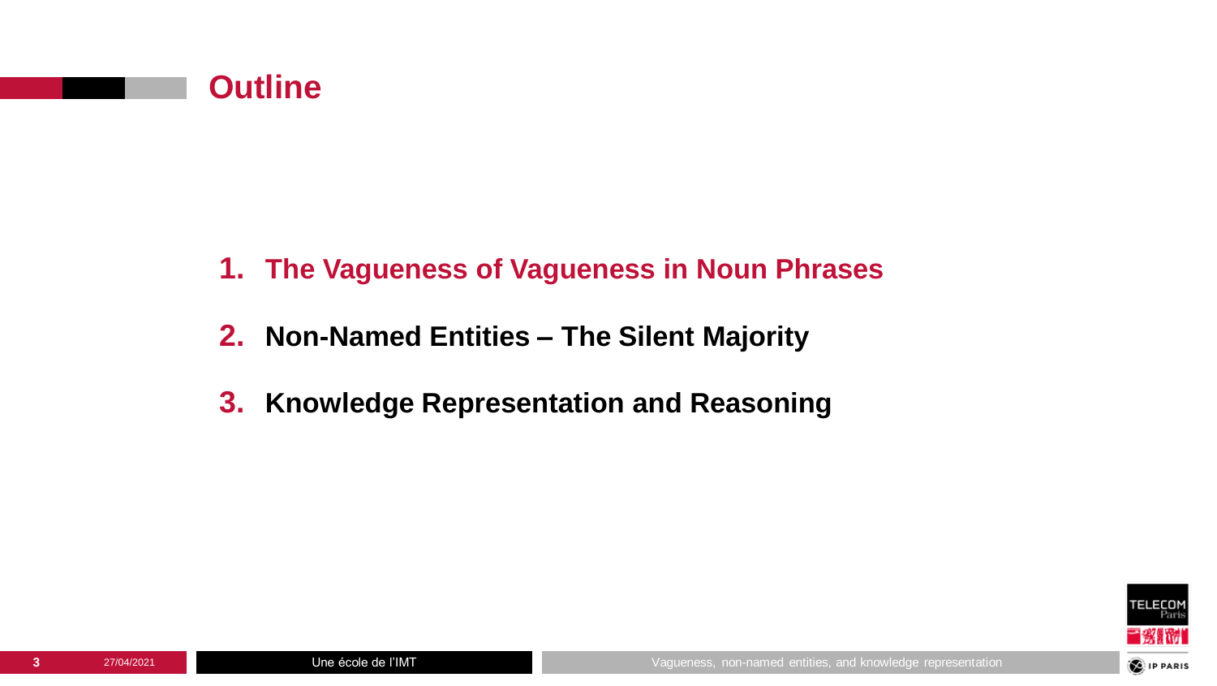# Outline

1. **The Vagueness of Vagueness in Noun Phrases**
2. **Non-Named Entities – The Silent Majority**
3. **Knowledge Representation and Reasoning**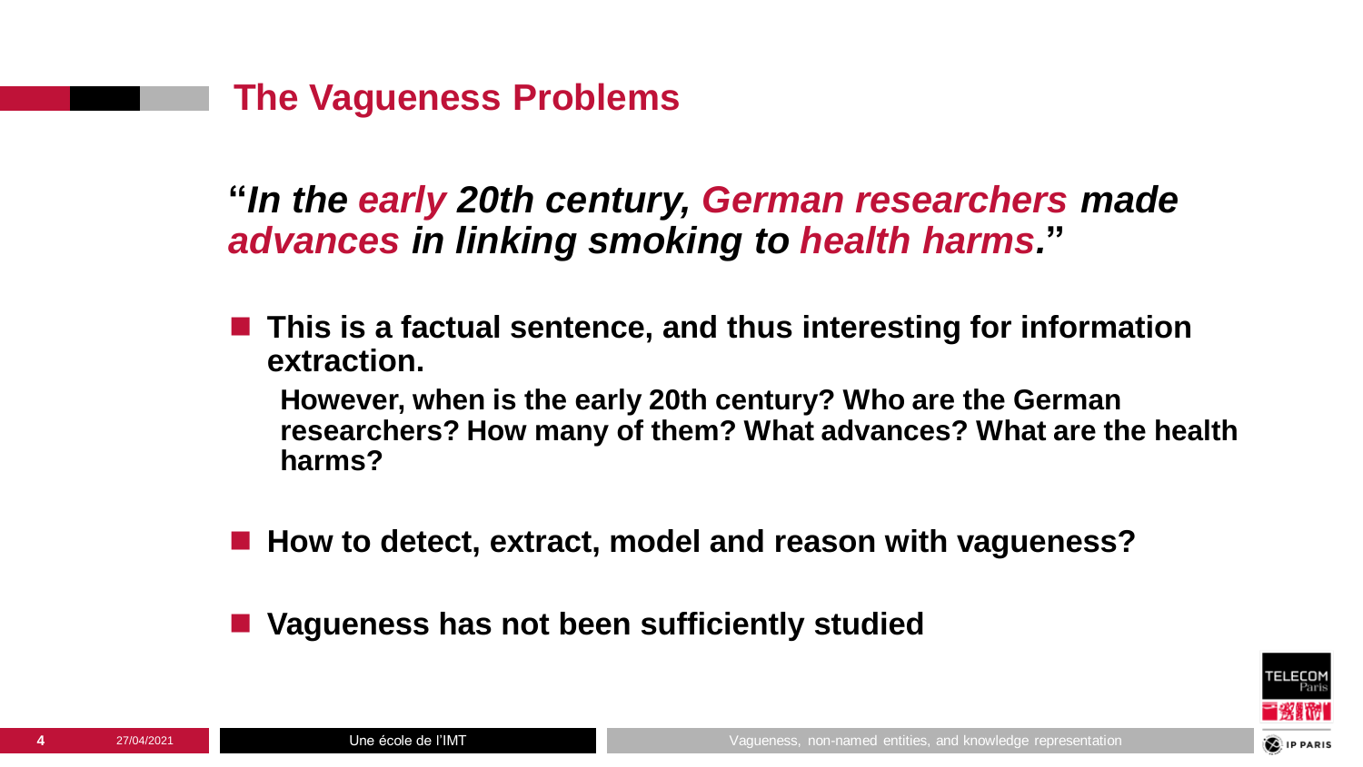## The Vagueness Problems

**"*In the early 20th century, German researchers made advances in linking smoking to health harms.*"**

- **This is a factual sentence, and thus interesting for information extraction.**

  **However, when is the early 20th century? Who are the German researchers? How many of them? What advances? What are the health harms?**

- **How to detect, extract, model and reason with vagueness?**

- **Vagueness has not been sufficiently studied**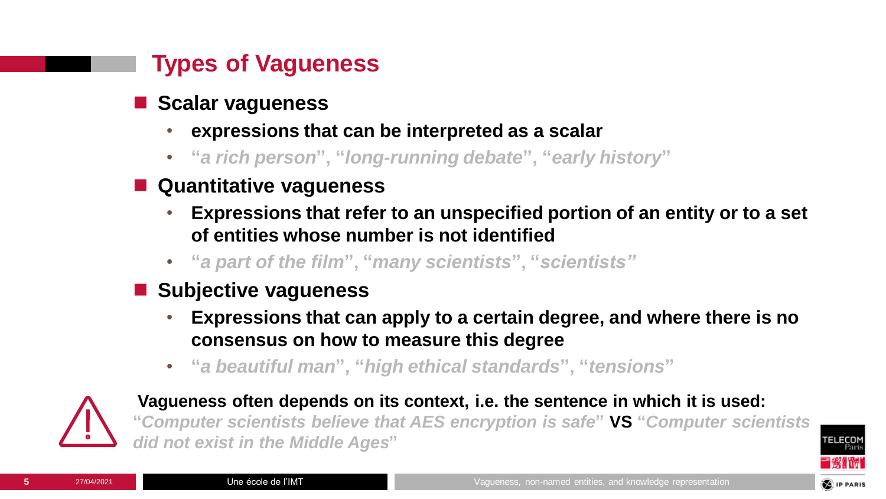# Types of Vagueness

- **Scalar vagueness**
  - **expressions that can be interpreted as a scalar**
  - **"*a rich person*", "*long-running debate*", "*early history*"**
- **Quantitative vagueness**
  - **Expressions that refer to an unspecified portion of an entity or to a set of entities whose number is not identified**
  - **"*a part of the film*", "*many scientists*", "*scientists"***
- **Subjective vagueness**
  - **Expressions that can apply to a certain degree, and where there is no consensus on how to measure this degree**
  - **"*a beautiful man*", "*high ethical standards*", "*tensions*"**

**Vagueness often depends on its context, i.e. the sentence in which it is used:**
**"*Computer scientists believe that AES encryption is safe*" VS "*Computer scientists did not exist in the Middle Ages*"**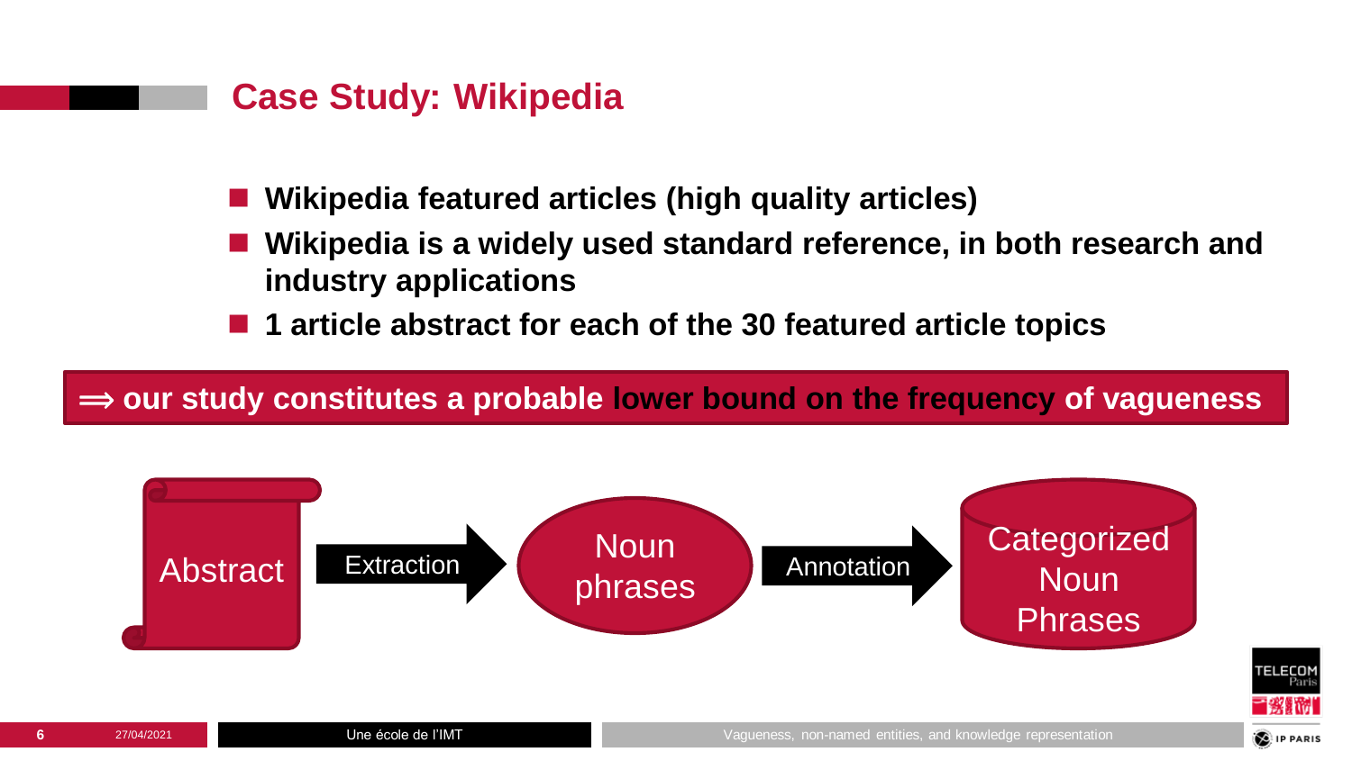# Case Study: Wikipedia

- **Wikipedia featured articles (high quality articles)**
- **Wikipedia is a widely used standard reference, in both research and industry applications**
- **1 article abstract for each of the 30 featured article topics**

**⟹ our study constitutes a probable lower bound on the frequency of vagueness**

Abstract → Extraction → Noun phrases → Annotation → Categorized Noun Phrases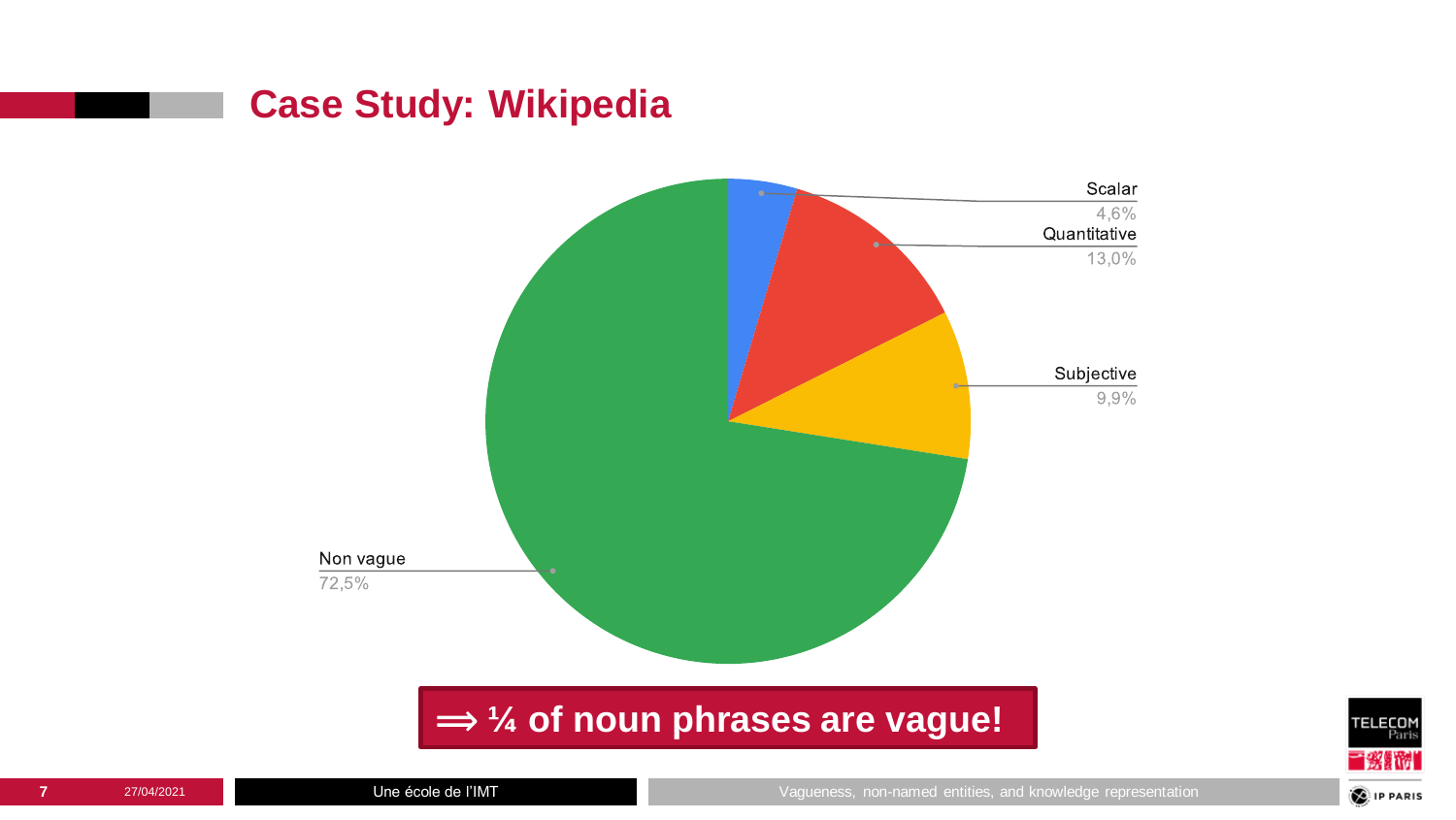# Case Study: Wikipedia

Scalar
4,6%

Quantitative
13,0%

Subjective
9,9%

Non vague
72,5%

**⟹ ¼ of noun phrases are vague!**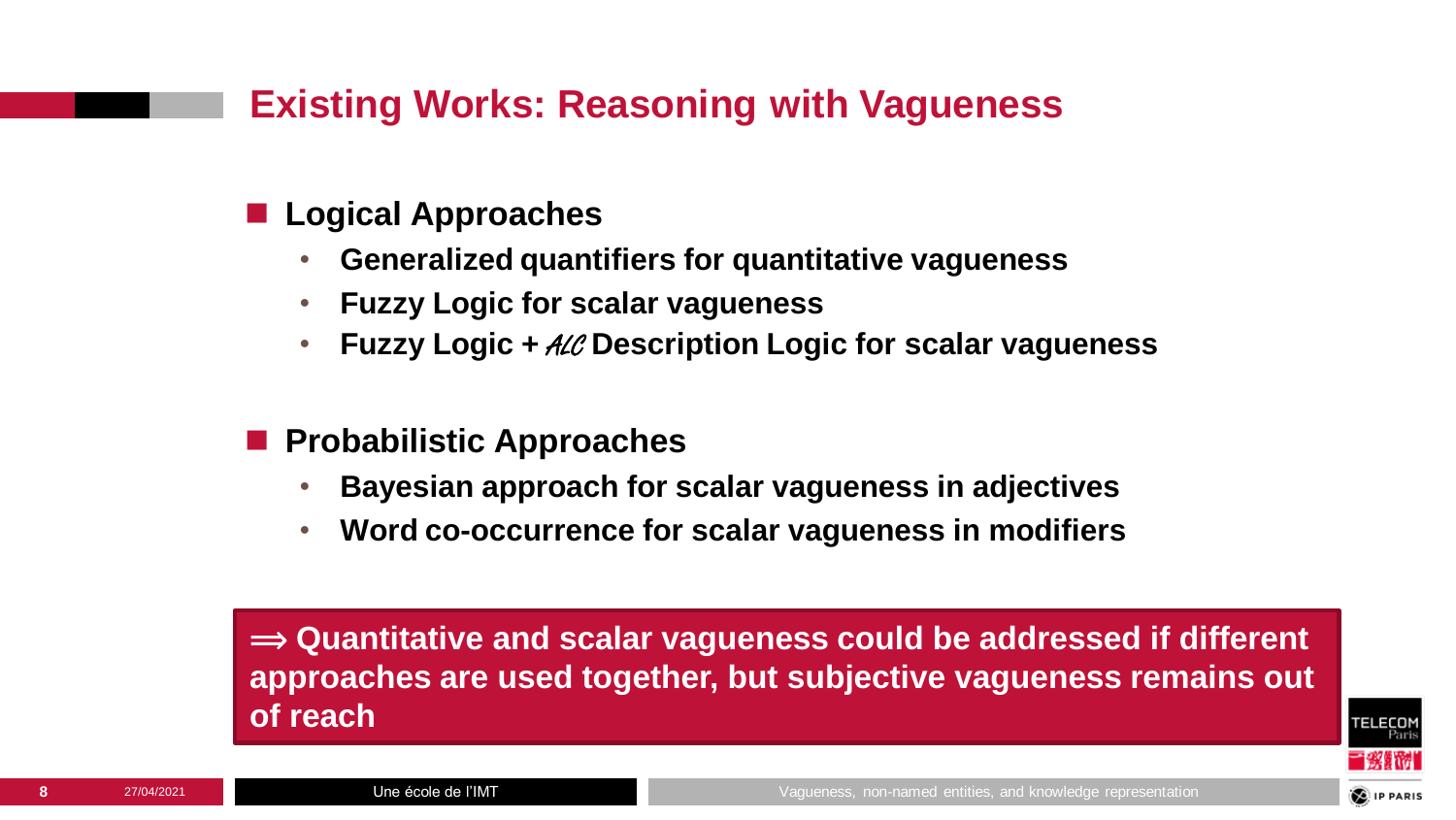# Existing Works: Reasoning with Vagueness

- **Logical Approaches**
  - **Generalized quantifiers for quantitative vagueness**
  - **Fuzzy Logic for scalar vagueness**
  - **Fuzzy Logic + $\mathcal{ALC}$ Description Logic for scalar vagueness**

- **Probabilistic Approaches**
  - **Bayesian approach for scalar vagueness in adjectives**
  - **Word co-occurrence for scalar vagueness in modifiers**

**⟹ Quantitative and scalar vagueness could be addressed if different approaches are used together, but subjective vagueness remains out of reach**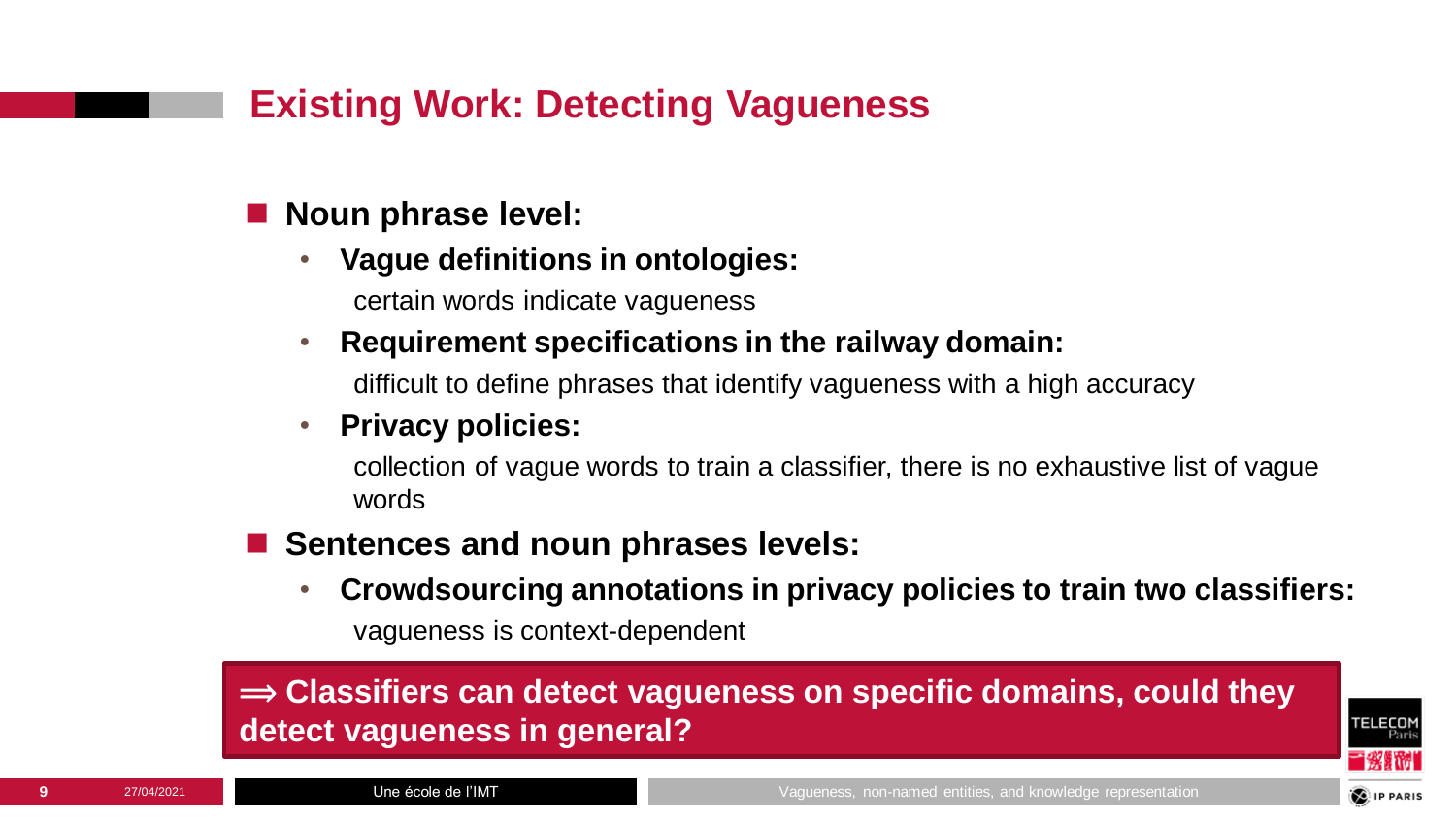# Existing Work: Detecting Vagueness

- **Noun phrase level:**
  - **Vague definitions in ontologies:**
    certain words indicate vagueness
  - **Requirement specifications in the railway domain:**
    difficult to define phrases that identify vagueness with a high accuracy
  - **Privacy policies:**
    collection of vague words to train a classifier, there is no exhaustive list of vague words
- **Sentences and noun phrases levels:**
  - **Crowdsourcing annotations in privacy policies to train two classifiers:**
    vagueness is context-dependent

**⟹ Classifiers can detect vagueness on specific domains, could they detect vagueness in general?**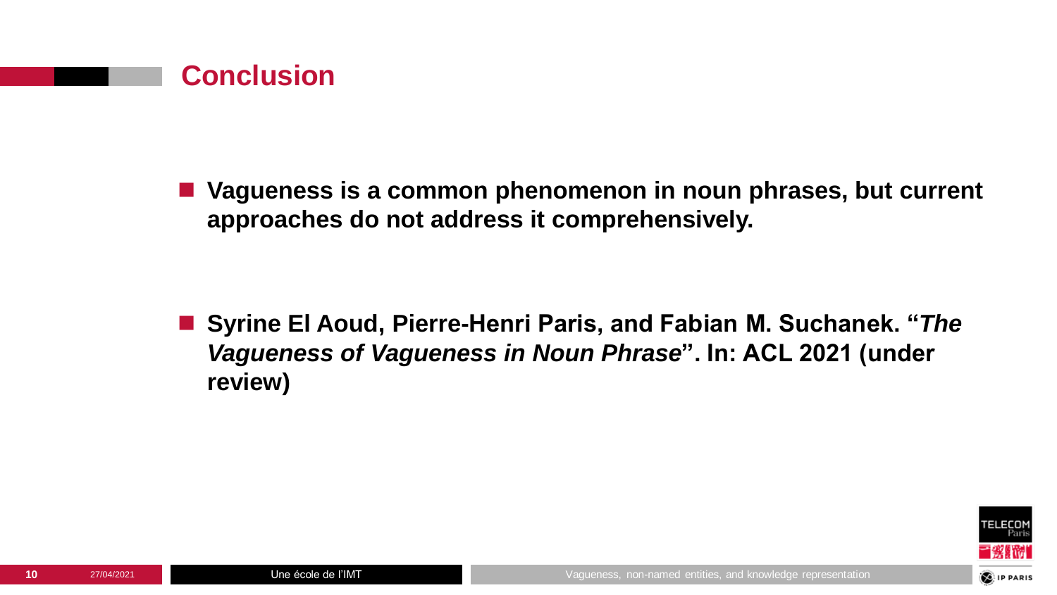# Conclusion

- **Vagueness is a common phenomenon in noun phrases, but current approaches do not address it comprehensively.**

- **Syrine El Aoud, Pierre-Henri Paris, and Fabian M. Suchanek. "*The Vagueness of Vagueness in Noun Phrase*". In: ACL 2021 (under review)**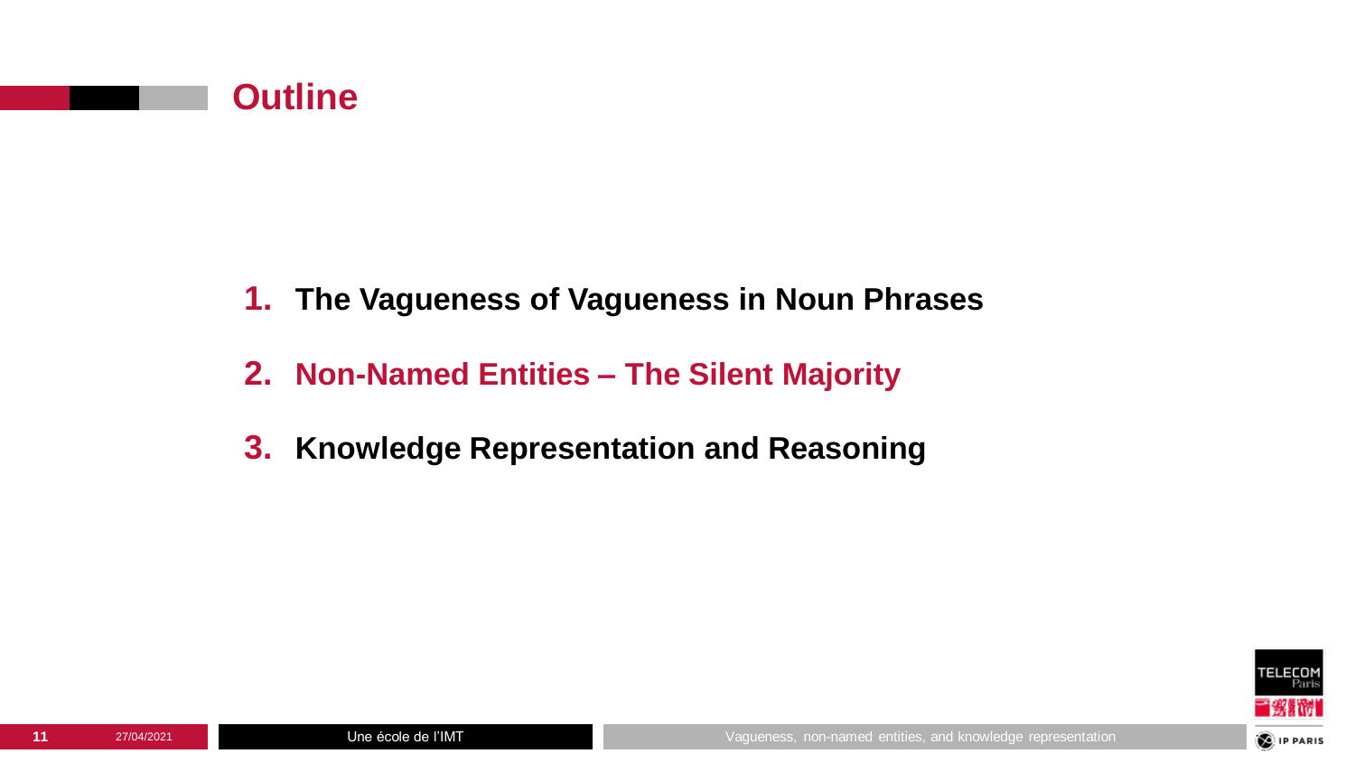# Outline

1. **The Vagueness of Vagueness in Noun Phrases**
2. **Non-Named Entities – The Silent Majority**
3. **Knowledge Representation and Reasoning**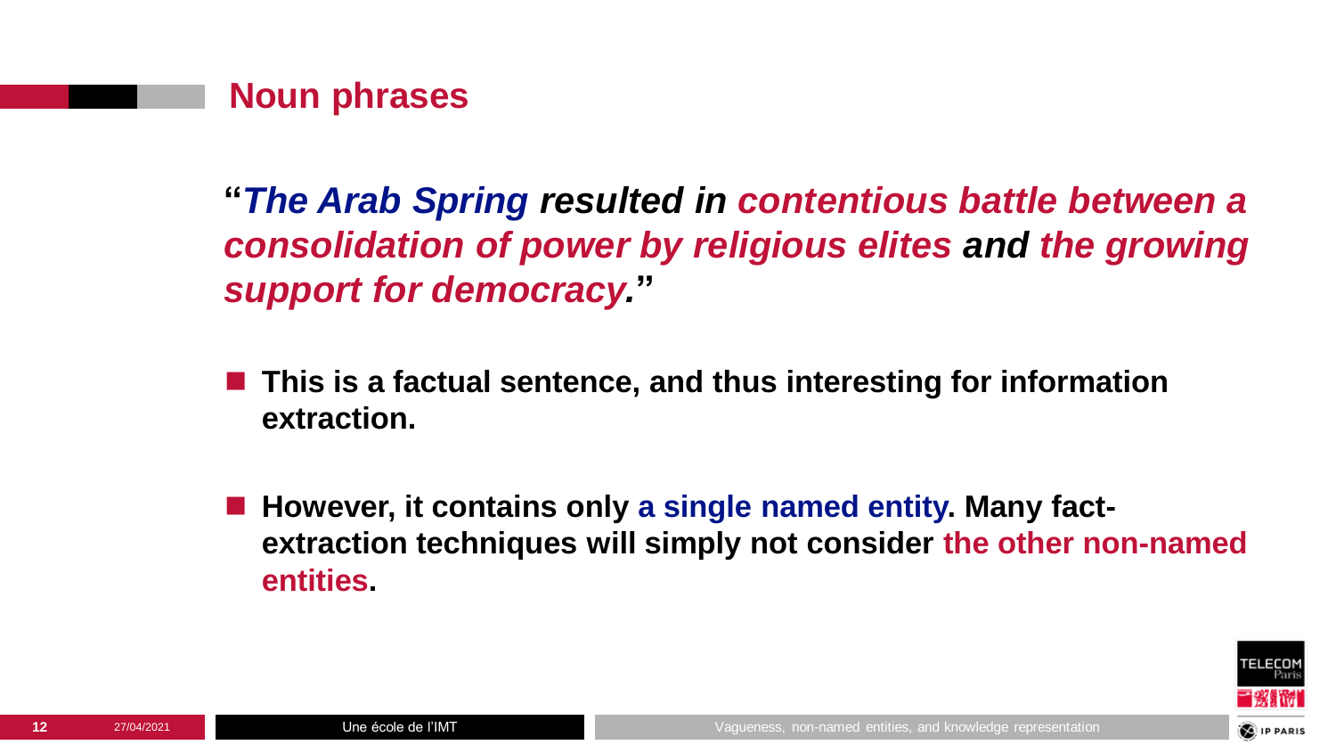## Noun phrases

***"The Arab Spring resulted in contentious battle between a consolidation of power by religious elites and the growing support for democracy."***

- **This is a factual sentence, and thus interesting for information extraction.**
- **However, it contains only a single named entity. Many fact-extraction techniques will simply not consider the other non-named entities.**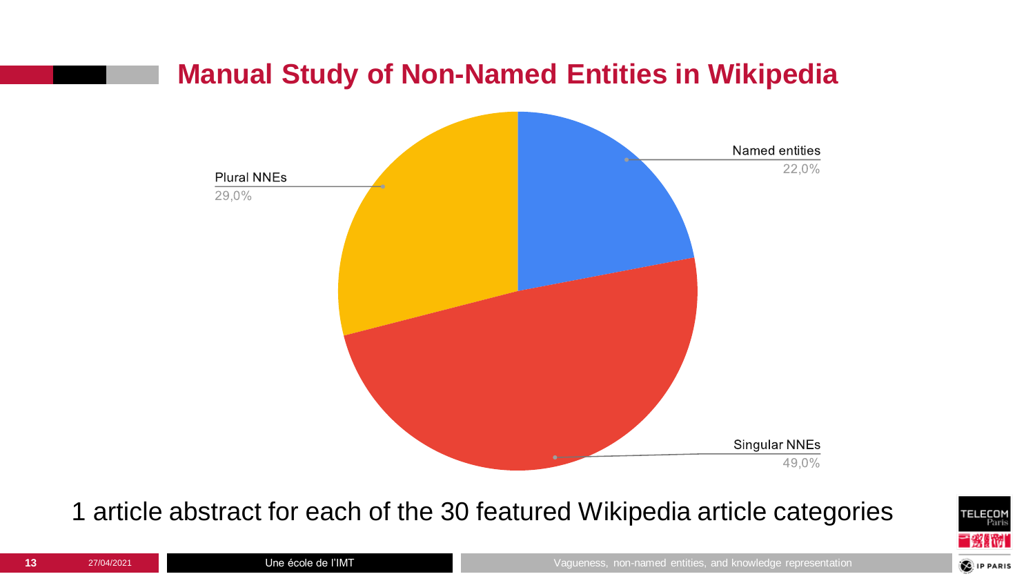# Manual Study of Non-Named Entities in Wikipedia

Named entities 22,0%

Plural NNEs 29,0%

Singular NNEs 49,0%

1 article abstract for each of the 30 featured Wikipedia article categories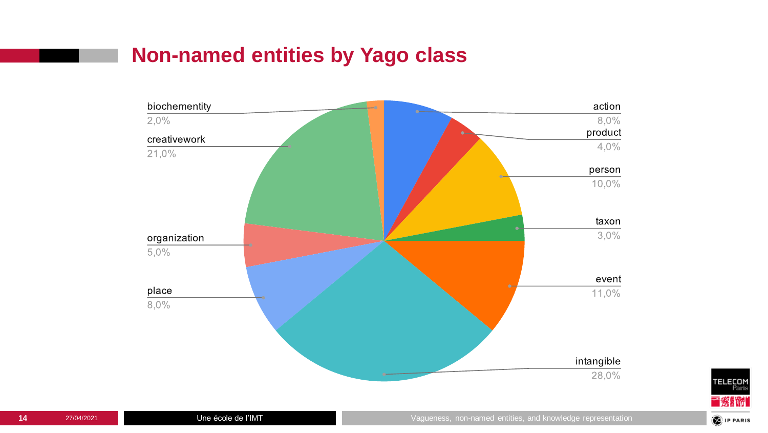# Non-named entities by Yago class

| Yago class | Share |
| --- | --- |
| action | 8,0% |
| product | 4,0% |
| person | 10,0% |
| taxon | 3,0% |
| event | 11,0% |
| intangible | 28,0% |
| place | 8,0% |
| organization | 5,0% |
| creativework | 21,0% |
| biochementity | 2,0% |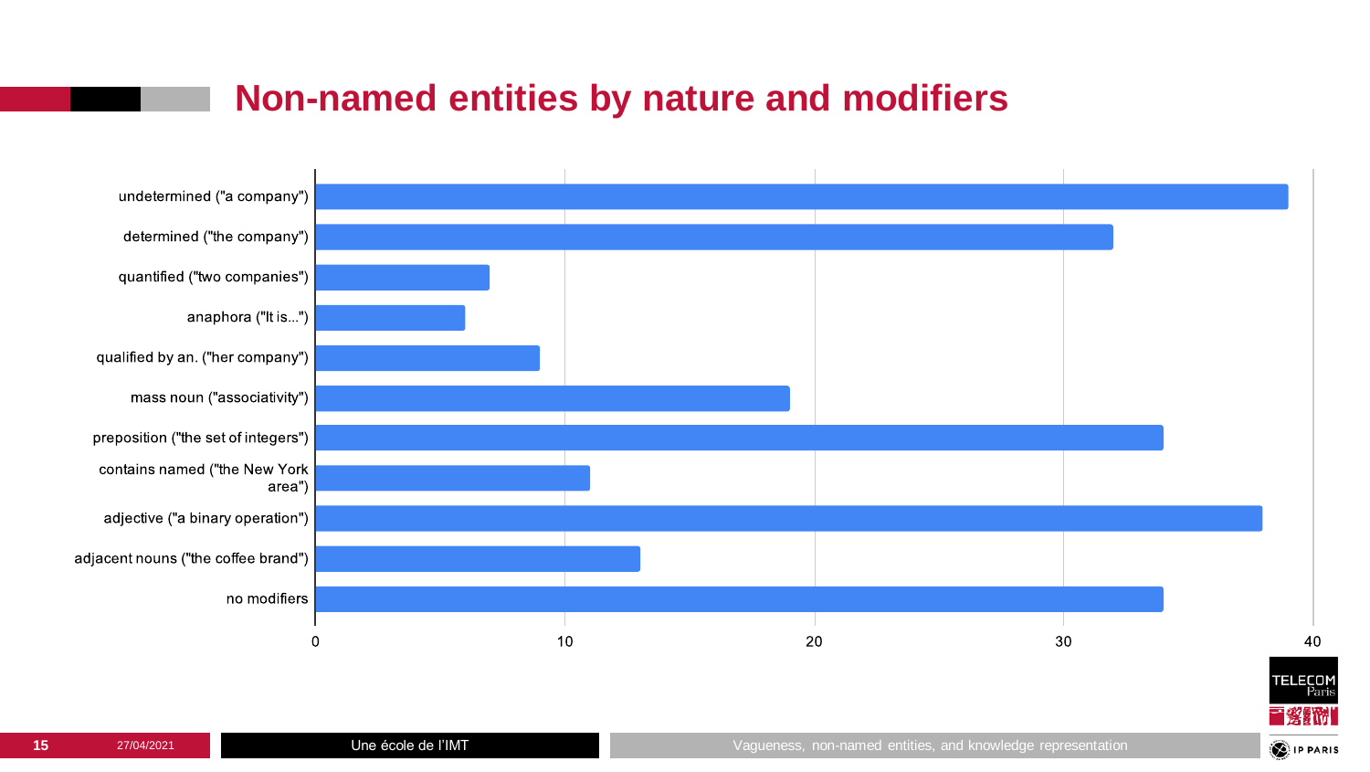# Non-named entities by nature and modifiers

| Category | Count |
|---|---|
| undetermined ("a company") | 39 |
| determined ("the company") | 32 |
| quantified ("two companies") | 7 |
| anaphora ("It is...") | 6 |
| qualified by an. ("her company") | 9 |
| mass noun ("associativity") | 19 |
| preposition ("the set of integers") | 34 |
| contains named ("the New York area") | 11 |
| adjective ("a binary operation") | 38 |
| adjacent nouns ("the coffee brand") | 13 |
| no modifiers | 34 |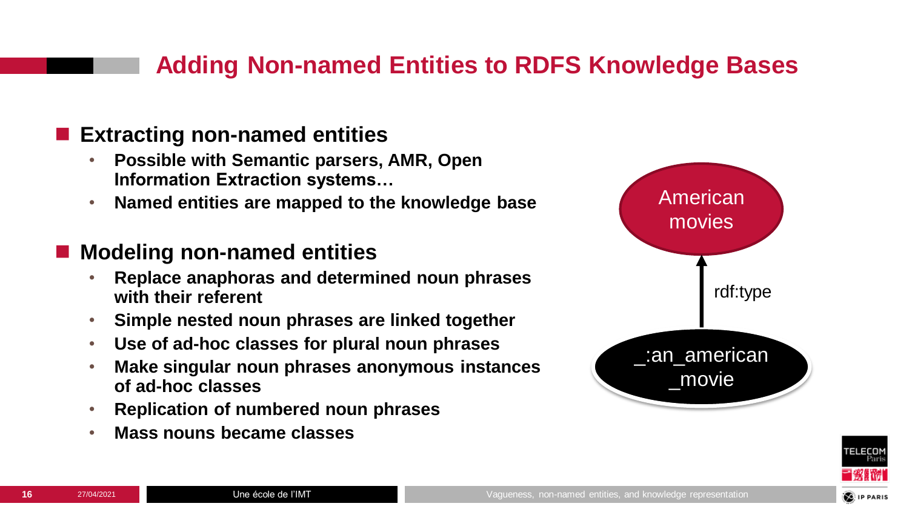# Adding Non-named Entities to RDFS Knowledge Bases

## Extracting non-named entities

- **Possible with Semantic parsers, AMR, Open Information Extraction systems…**
- **Named entities are mapped to the knowledge base**

## Modeling non-named entities

- **Replace anaphoras and determined noun phrases with their referent**
- **Simple nested noun phrases are linked together**
- **Use of ad-hoc classes for plural noun phrases**
- **Make singular noun phrases anonymous instances of ad-hoc classes**
- **Replication of numbered noun phrases**
- **Mass nouns became classes**

American movies

rdf:type

_:an_american_movie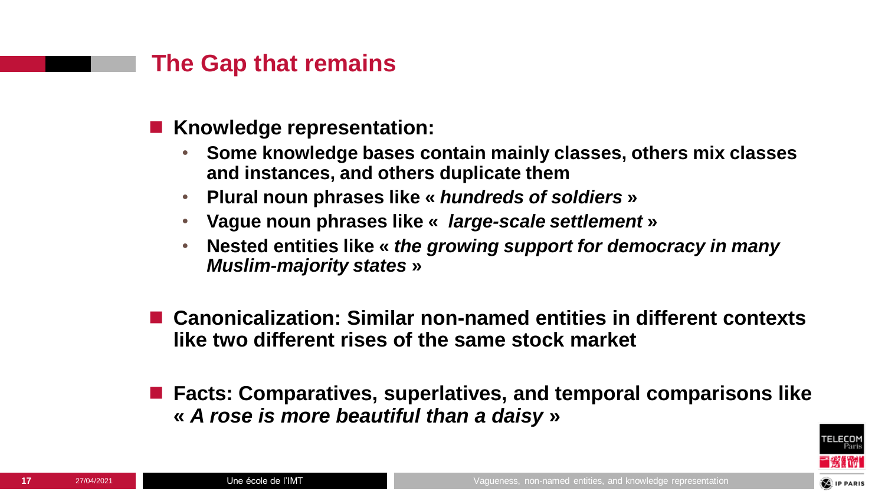## The Gap that remains

- **Knowledge representation:**
  - **Some knowledge bases contain mainly classes, others mix classes and instances, and others duplicate them**
  - **Plural noun phrases like « *hundreds of soldiers* »**
  - **Vague noun phrases like « *large-scale settlement* »**
  - **Nested entities like « *the growing support for democracy in many Muslim-majority states* »**

- **Canonicalization: Similar non-named entities in different contexts like two different rises of the same stock market**

- **Facts: Comparatives, superlatives, and temporal comparisons like « *A rose is more beautiful than a daisy* »**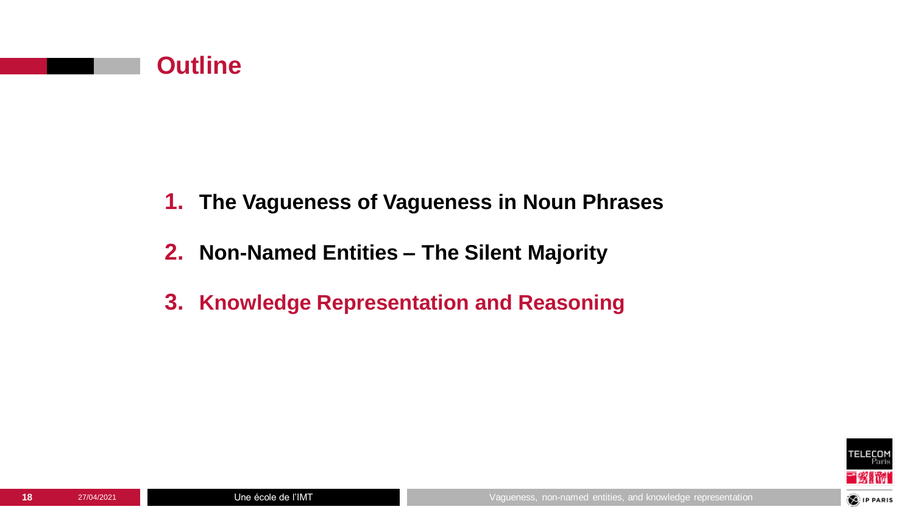# Outline

1. **The Vagueness of Vagueness in Noun Phrases**
2. **Non-Named Entities – The Silent Majority**
3. **Knowledge Representation and Reasoning**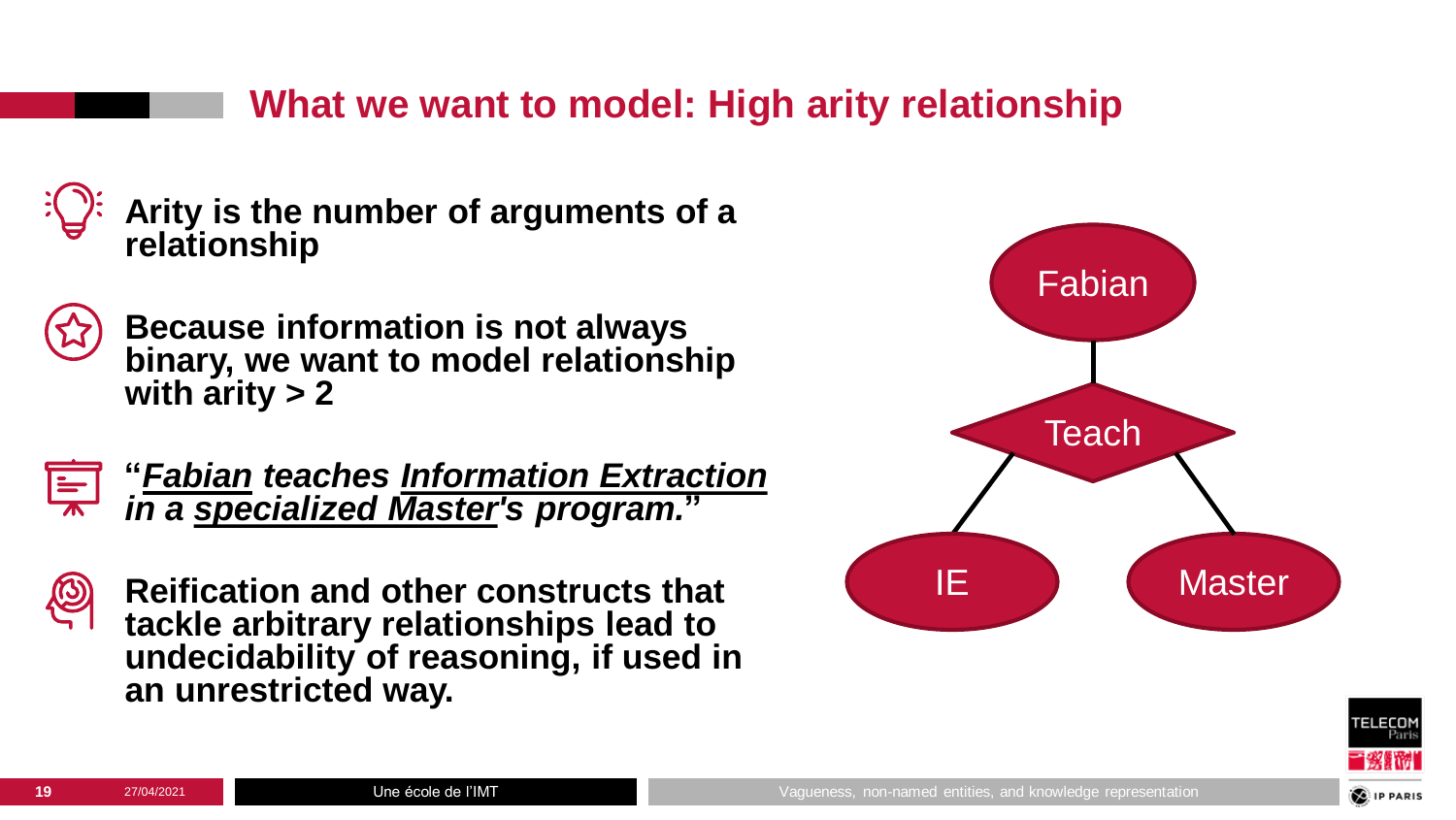## What we want to model: High arity relationship

- **Arity is the number of arguments of a relationship**
- **Because information is not always binary, we want to model relationship with arity > 2**
- **"*<u>Fabian</u> teaches <u>Information Extraction</u> in a <u>specialized Master</u>'s program.*"**
- **Reification and other constructs that tackle arbitrary relationships lead to undecidability of reasoning, if used in an unrestricted way.**

Fabian

Teach

IE

Master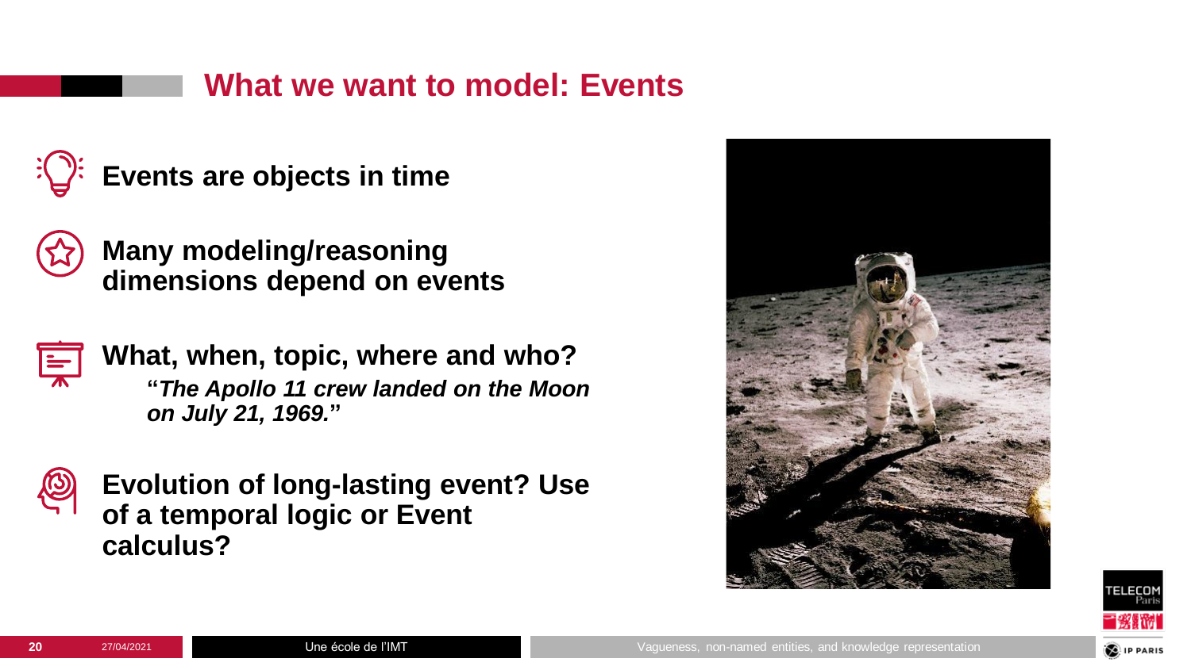# What we want to model: Events

- **Events are objects in time**
- **Many modeling/reasoning dimensions depend on events**
- **What, when, topic, where and who?**
  - **"*The Apollo 11 crew landed on the Moon on July 21, 1969.*"**
- **Evolution of long-lasting event? Use of a temporal logic or Event calculus?**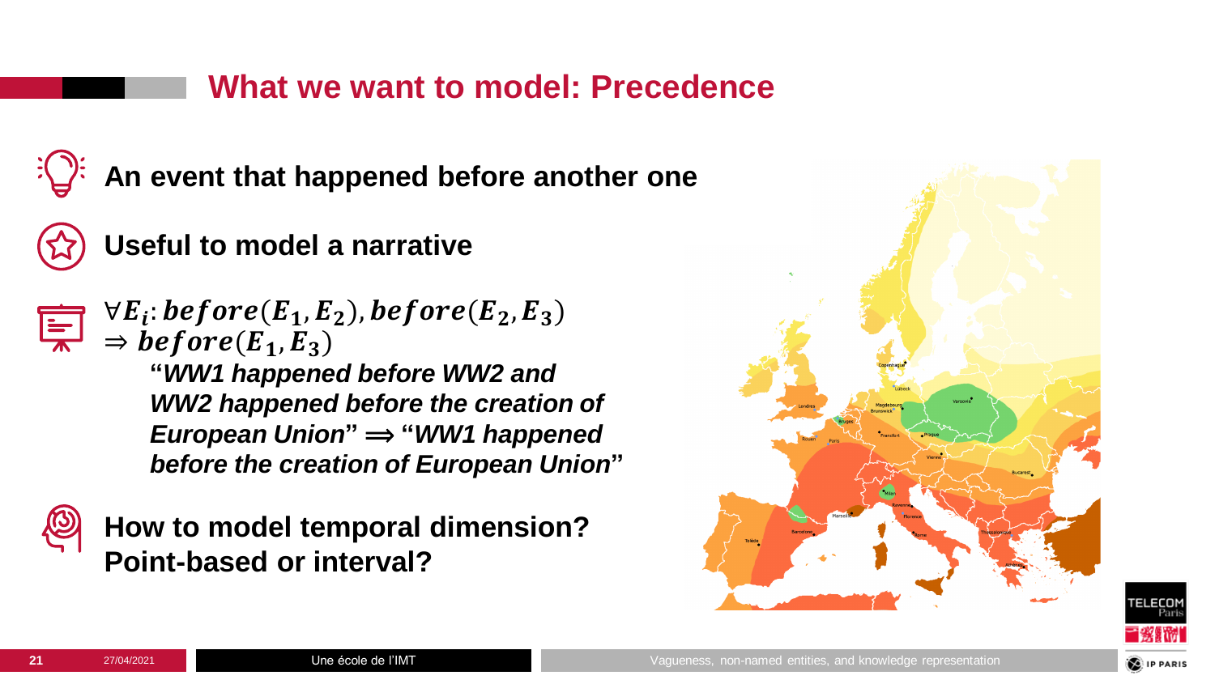# What we want to model: Precedence

**An event that happened before another one**

**Useful to model a narrative**

$\forall E_i: before(E_1, E_2), before(E_2, E_3) \Rightarrow before(E_1, E_3)$

***"WW1 happened before WW2 and WW2 happened before the creation of European Union" ⟹ "WW1 happened before the creation of European Union"***

**How to model temporal dimension? Point-based or interval?**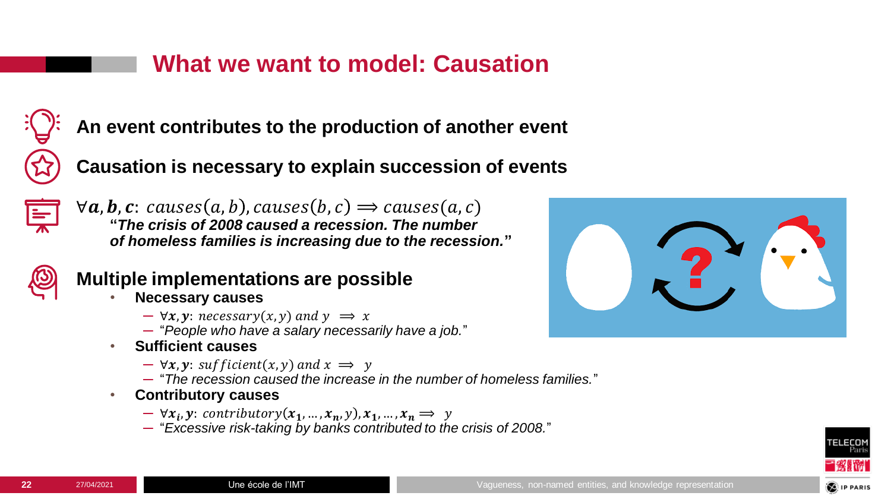# What we want to model: Causation

**An event contributes to the production of another event**

**Causation is necessary to explain succession of events**

$\forall \boldsymbol{a}, \boldsymbol{b}, \boldsymbol{c}$: $causes(a, b), causes(b, c) \Longrightarrow causes(a, c)$

***"The crisis of 2008 caused a recession. The number of homeless families is increasing due to the recession."***

**Multiple implementations are possible**

- **Necessary causes**
  - $\forall \boldsymbol{x}, \boldsymbol{y}$: $necessary(x, y)$ $and$ $y \implies x$
  - "*People who have a salary necessarily have a job.*"
- **Sufficient causes**
  - $\forall \boldsymbol{x}, \boldsymbol{y}$: $sufficient(x, y)$ $and$ $x \implies y$
  - "*The recession caused the increase in the number of homeless families.*"
- **Contributory causes**
  - $\forall \boldsymbol{x_i}, \boldsymbol{y}$: $contributory(\boldsymbol{x_1}, \ldots, \boldsymbol{x_n}, y), \boldsymbol{x_1}, \ldots, \boldsymbol{x_n} \Longrightarrow y$
  - "*Excessive risk-taking by banks contributed to the crisis of 2008.*"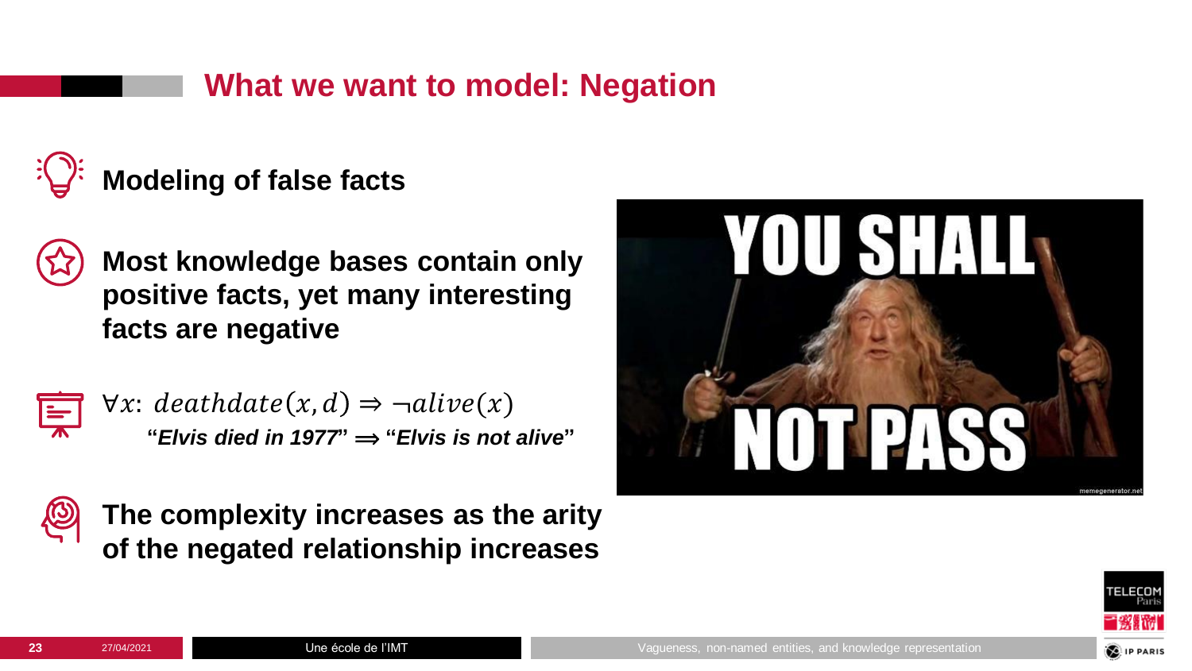# What we want to model: Negation

**Modeling of false facts**

**Most knowledge bases contain only positive facts, yet many interesting facts are negative**

$\forall x\colon deathdate(x, d) \Rightarrow \neg alive(x)$

**"*Elvis died in 1977*" ⟹ "*Elvis is not alive*"**

**The complexity increases as the arity of the negated relationship increases**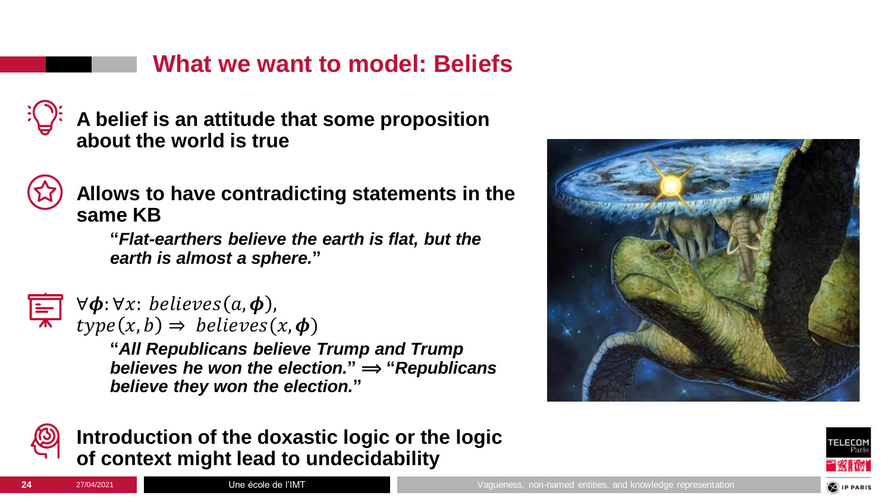# What we want to model: Beliefs

**A belief is an attitude that some proposition about the world is true**

**Allows to have contradicting statements in the same KB**

> **"*Flat-earthers believe the earth is flat, but the earth is almost a sphere.*"**

$\forall \boldsymbol{\phi}: \forall x:\ believes(a, \boldsymbol{\phi}),$
$type(x, b) \Rightarrow\ believes(x, \boldsymbol{\phi})$

> **"*All Republicans believe Trump and Trump believes he won the election.*" $\Longrightarrow$ "*Republicans believe they won the election.*"**

**Introduction of the doxastic logic or the logic of context might lead to undecidability**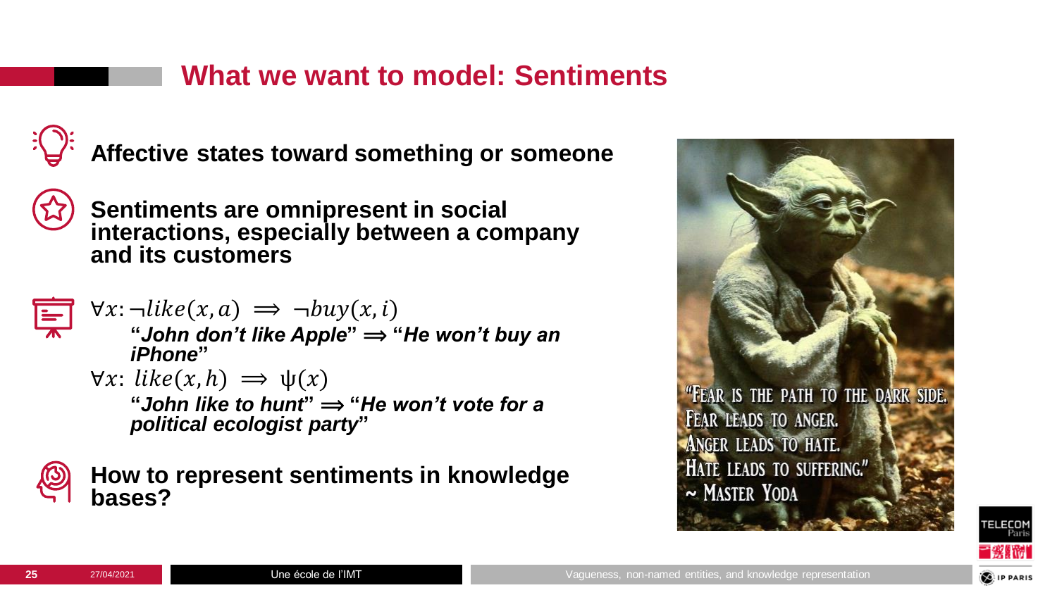# What we want to model: Sentiments

**Affective states toward something or someone**

**Sentiments are omnipresent in social interactions, especially between a company and its customers**

$\forall x: \neg like(x,a) \implies \neg buy(x,i)$

**"*John don't like Apple*" ⟹ "*He won't buy an iPhone*"**

$\forall x: \; like(x,h) \implies \psi(x)$

**"*John like to hunt*" ⟹ "*He won't vote for a political ecologist party*"**

**How to represent sentiments in knowledge bases?**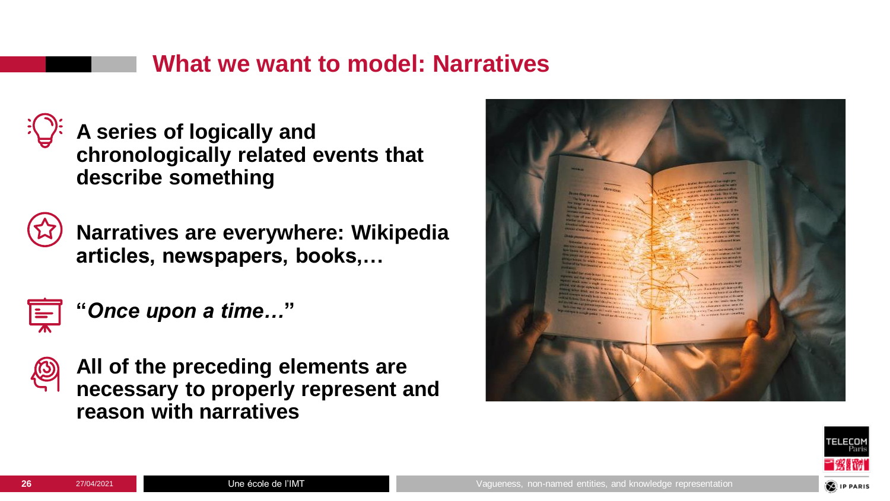# What we want to model: Narratives

- **A series of logically and chronologically related events that describe something**
- **Narratives are everywhere: Wikipedia articles, newspapers, books,…**
- **"*Once upon a time…*"**
- **All of the preceding elements are necessary to properly represent and reason with narratives**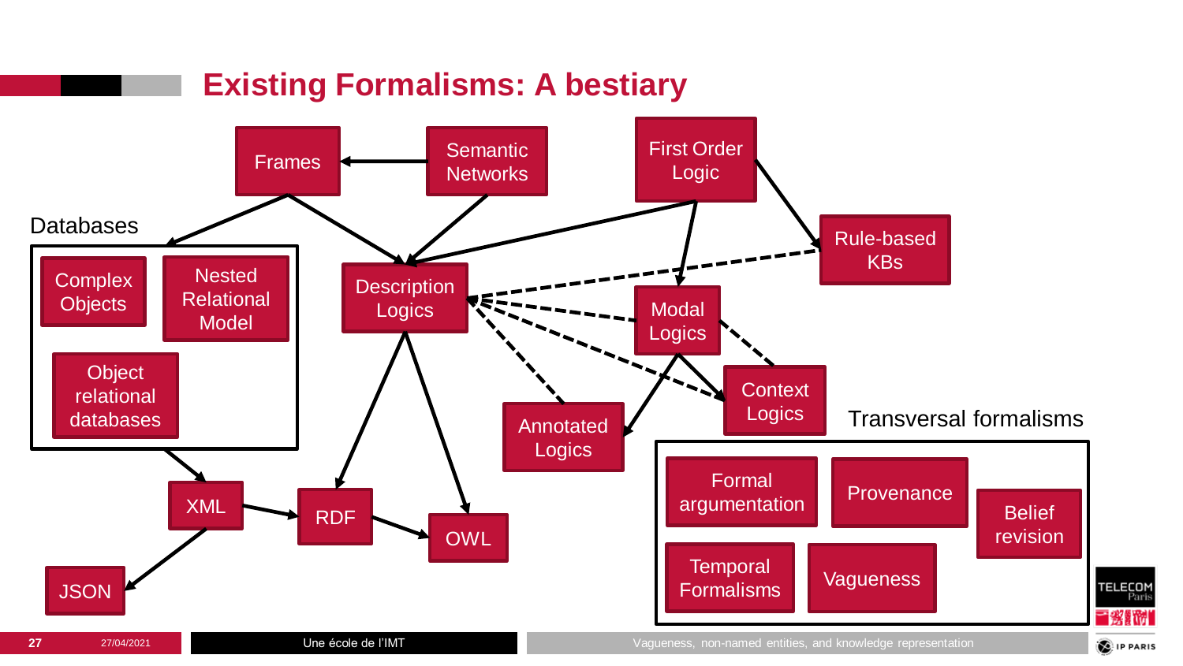# Existing Formalisms: A bestiary

Frames

Semantic Networks

First Order Logic

Databases

Complex Objects

Nested Relational Model

Object relational databases

Description Logics

Rule-based KBs

Modal Logics

Context Logics

Annotated Logics

Transversal formalisms

Formal argumentation

Provenance

Belief revision

Temporal Formalisms

Vagueness

XML

RDF

OWL

JSON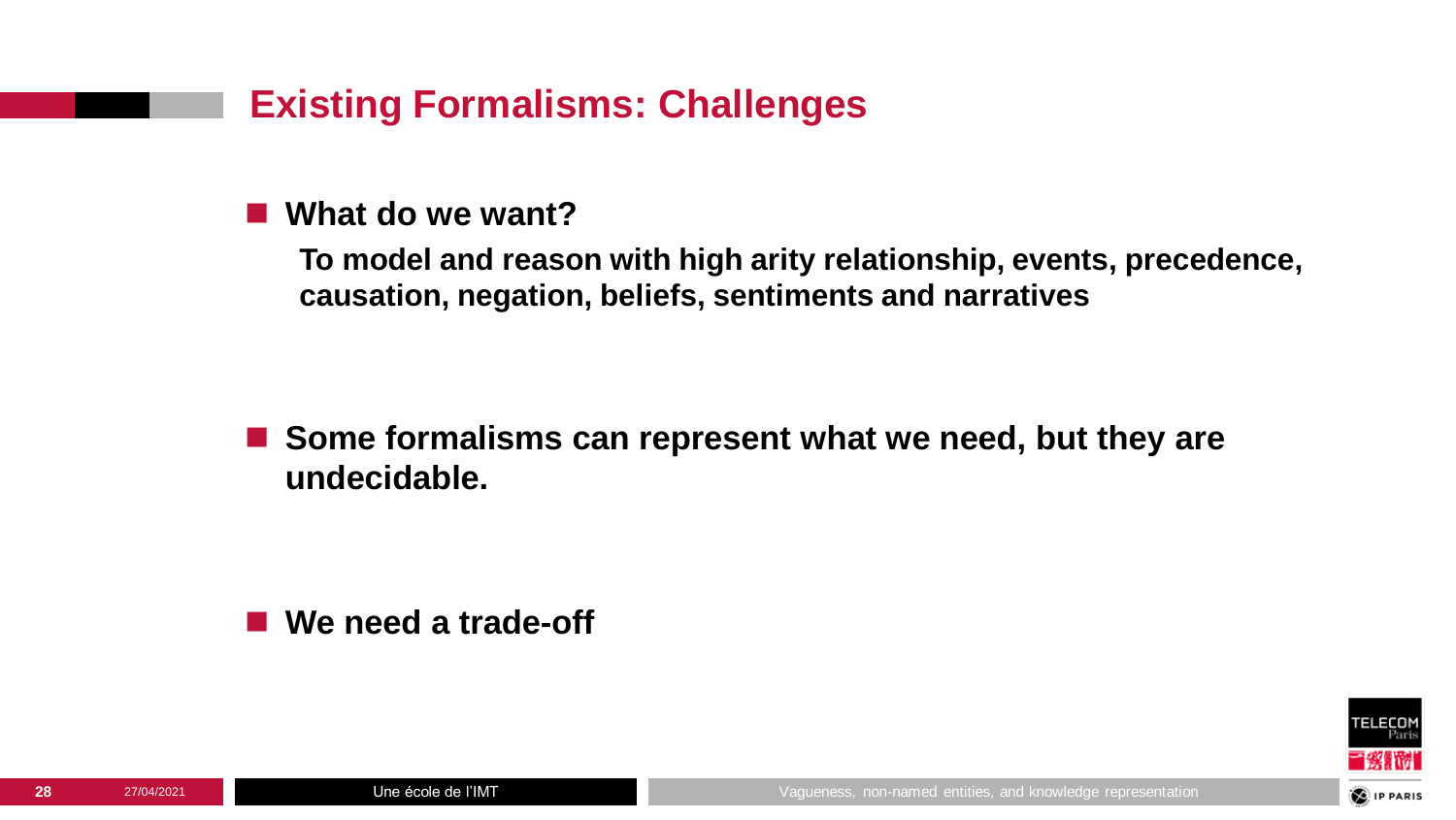# Existing Formalisms: Challenges

- **What do we want?**

  **To model and reason with high arity relationship, events, precedence, causation, negation, beliefs, sentiments and narratives**

- **Some formalisms can represent what we need, but they are undecidable.**

- **We need a trade-off**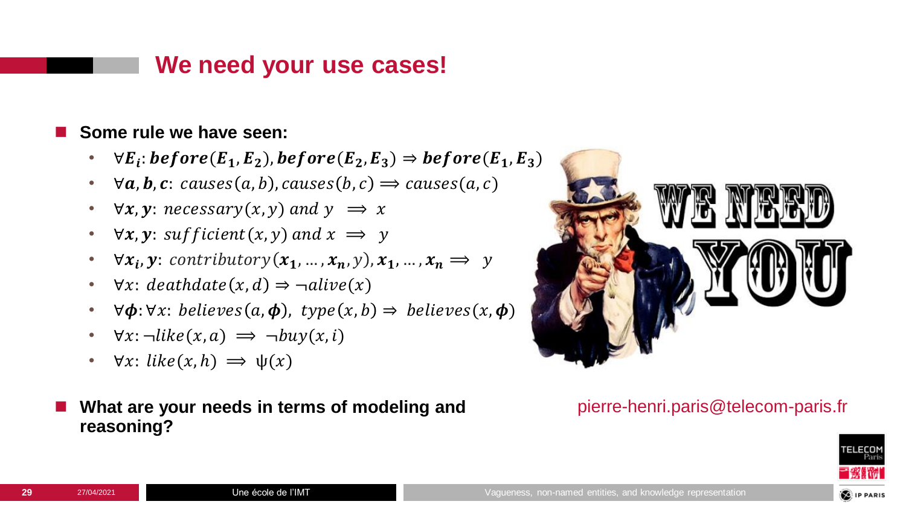# We need your use cases!

- **Some rule we have seen:**
  - $\forall E_i$: $\boldsymbol{before}(\boldsymbol{E_1}, \boldsymbol{E_2}), \boldsymbol{before}(\boldsymbol{E_2}, \boldsymbol{E_3}) \Rightarrow \boldsymbol{before}(\boldsymbol{E_1}, \boldsymbol{E_3})$
  - $\forall \boldsymbol{a}, \boldsymbol{b}, \boldsymbol{c}$: $causes(a, b), causes(b, c) \Longrightarrow causes(a, c)$
  - $\forall \boldsymbol{x}, \boldsymbol{y}$: $necessary(x, y)\ and\ y \implies x$
  - $\forall \boldsymbol{x}, \boldsymbol{y}$: $sufficient(x, y)\ and\ x \implies y$
  - $\forall \boldsymbol{x_i}, \boldsymbol{y}$: $contributory(\boldsymbol{x_1}, \ldots, \boldsymbol{x_n}, y), \boldsymbol{x_1}, \ldots, \boldsymbol{x_n} \implies y$
  - $\forall x$: $deathdate(x, d) \Rightarrow \neg alive(x)$
  - $\forall \boldsymbol{\phi}: \forall x$: $believes(a, \boldsymbol{\phi}),\ type(x, b) \Rightarrow believes(x, \boldsymbol{\phi})$
  - $\forall x: \neg like(x, a) \implies \neg buy(x, i)$
  - $\forall x$: $like(x, h) \implies \psi(x)$

- **What are your needs in terms of modeling and reasoning?**

WE NEED YOU

pierre-henri.paris@telecom-paris.fr